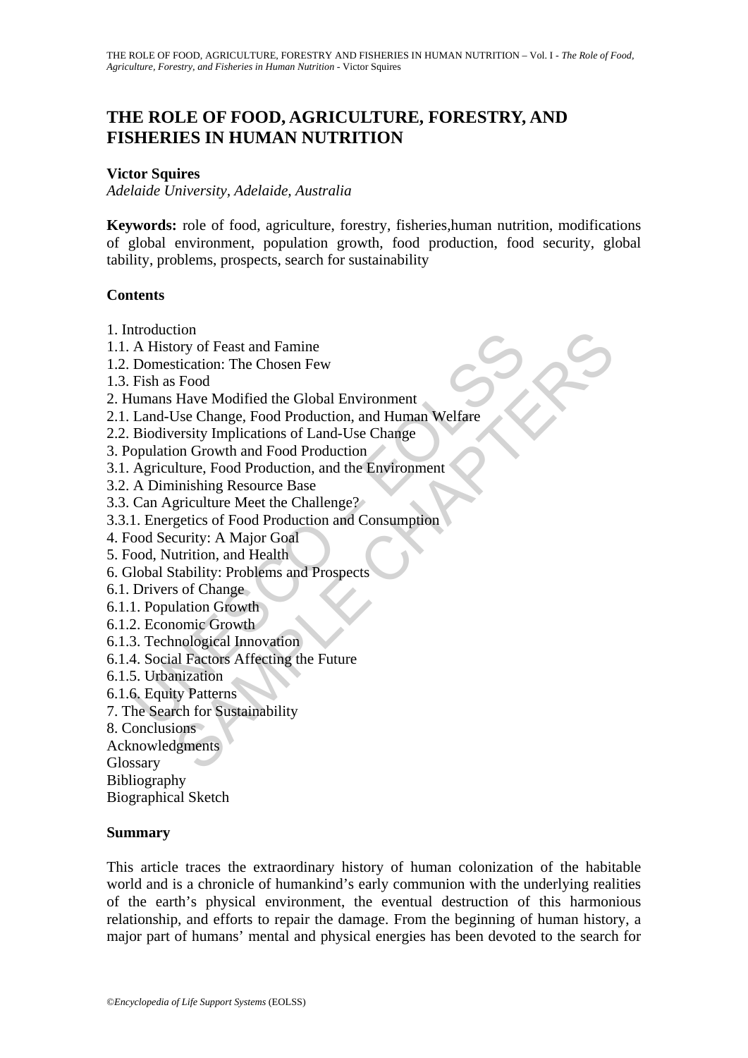# THE ROLE OF FOOD, AGRICULTURE, FORESTRY, AND FISHERIES IN HUMAN NUTRITION

**Victor Squires**
*Adelaide University, Adelaide, Australia*

**Keywords:** role of food, agriculture, forestry, fisheries,human nutrition, modifications of global environment, population growth, food production, food security, global tability, problems, prospects, search for sustainability

## Contents

1. Introduction
1.1. A History of Feast and Famine
1.2. Domestication: The Chosen Few
1.3. Fish as Food
2. Humans Have Modified the Global Environment
2.1. Land-Use Change, Food Production, and Human Welfare
2.2. Biodiversity Implications of Land-Use Change
3. Population Growth and Food Production
3.1. Agriculture, Food Production, and the Environment
3.2. A Diminishing Resource Base
3.3. Can Agriculture Meet the Challenge?
3.3.1. Energetics of Food Production and Consumption
4. Food Security: A Major Goal
5. Food, Nutrition, and Health
6. Global Stability: Problems and Prospects
6.1. Drivers of Change
6.1.1. Population Growth
6.1.2. Economic Growth
6.1.3. Technological Innovation
6.1.4. Social Factors Affecting the Future
6.1.5. Urbanization
6.1.6. Equity Patterns
7. The Search for Sustainability
8. Conclusions
Acknowledgments
Glossary
Bibliography
Biographical Sketch

## Summary

This article traces the extraordinary history of human colonization of the habitable world and is a chronicle of humankind's early communion with the underlying realities of the earth's physical environment, the eventual destruction of this harmonious relationship, and efforts to repair the damage. From the beginning of human history, a major part of humans' mental and physical energies has been devoted to the search for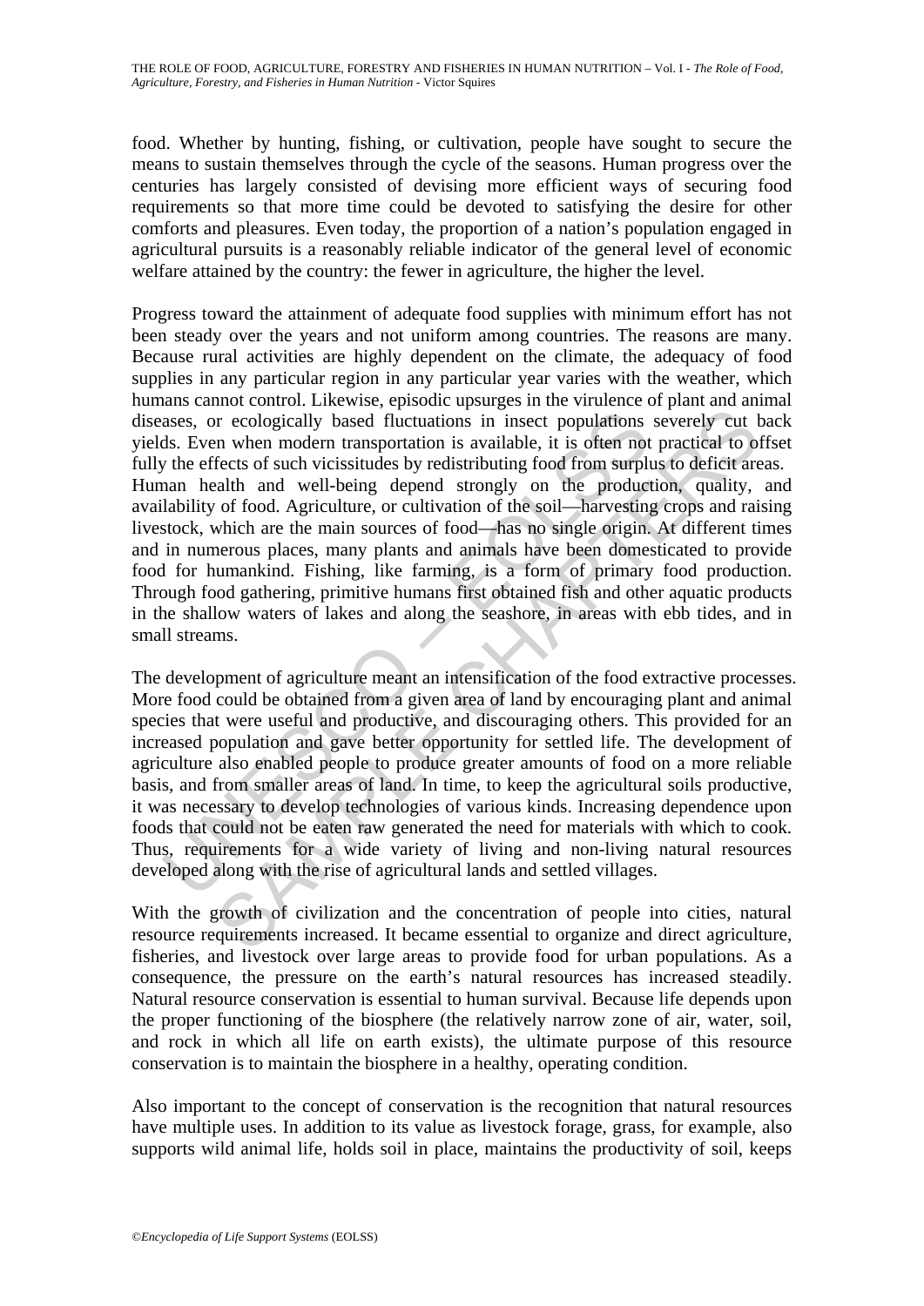food. Whether by hunting, fishing, or cultivation, people have sought to secure the means to sustain themselves through the cycle of the seasons. Human progress over the centuries has largely consisted of devising more efficient ways of securing food requirements so that more time could be devoted to satisfying the desire for other comforts and pleasures. Even today, the proportion of a nation's population engaged in agricultural pursuits is a reasonably reliable indicator of the general level of economic welfare attained by the country: the fewer in agriculture, the higher the level.

Progress toward the attainment of adequate food supplies with minimum effort has not been steady over the years and not uniform among countries. The reasons are many. Because rural activities are highly dependent on the climate, the adequacy of food supplies in any particular region in any particular year varies with the weather, which humans cannot control. Likewise, episodic upsurges in the virulence of plant and animal diseases, or ecologically based fluctuations in insect populations severely cut back yields. Even when modern transportation is available, it is often not practical to offset fully the effects of such vicissitudes by redistributing food from surplus to deficit areas.
Human health and well-being depend strongly on the production, quality, and availability of food. Agriculture, or cultivation of the soil—harvesting crops and raising livestock, which are the main sources of food—has no single origin. At different times and in numerous places, many plants and animals have been domesticated to provide food for humankind. Fishing, like farming, is a form of primary food production. Through food gathering, primitive humans first obtained fish and other aquatic products in the shallow waters of lakes and along the seashore, in areas with ebb tides, and in small streams.

The development of agriculture meant an intensification of the food extractive processes. More food could be obtained from a given area of land by encouraging plant and animal species that were useful and productive, and discouraging others. This provided for an increased population and gave better opportunity for settled life. The development of agriculture also enabled people to produce greater amounts of food on a more reliable basis, and from smaller areas of land. In time, to keep the agricultural soils productive, it was necessary to develop technologies of various kinds. Increasing dependence upon foods that could not be eaten raw generated the need for materials with which to cook. Thus, requirements for a wide variety of living and non-living natural resources developed along with the rise of agricultural lands and settled villages.

With the growth of civilization and the concentration of people into cities, natural resource requirements increased. It became essential to organize and direct agriculture, fisheries, and livestock over large areas to provide food for urban populations. As a consequence, the pressure on the earth's natural resources has increased steadily. Natural resource conservation is essential to human survival. Because life depends upon the proper functioning of the biosphere (the relatively narrow zone of air, water, soil, and rock in which all life on earth exists), the ultimate purpose of this resource conservation is to maintain the biosphere in a healthy, operating condition.

Also important to the concept of conservation is the recognition that natural resources have multiple uses. In addition to its value as livestock forage, grass, for example, also supports wild animal life, holds soil in place, maintains the productivity of soil, keeps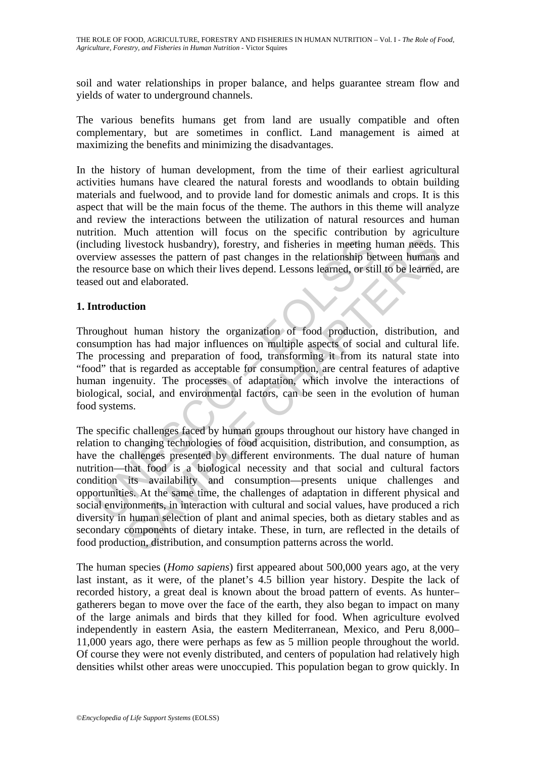soil and water relationships in proper balance, and helps guarantee stream flow and yields of water to underground channels.

The various benefits humans get from land are usually compatible and often complementary, but are sometimes in conflict. Land management is aimed at maximizing the benefits and minimizing the disadvantages.

In the history of human development, from the time of their earliest agricultural activities humans have cleared the natural forests and woodlands to obtain building materials and fuelwood, and to provide land for domestic animals and crops. It is this aspect that will be the main focus of the theme. The authors in this theme will analyze and review the interactions between the utilization of natural resources and human nutrition. Much attention will focus on the specific contribution by agriculture (including livestock husbandry), forestry, and fisheries in meeting human needs. This overview assesses the pattern of past changes in the relationship between humans and the resource base on which their lives depend. Lessons learned, or still to be learned, are teased out and elaborated.

## 1. Introduction

Throughout human history the organization of food production, distribution, and consumption has had major influences on multiple aspects of social and cultural life. The processing and preparation of food, transforming it from its natural state into "food" that is regarded as acceptable for consumption, are central features of adaptive human ingenuity. The processes of adaptation, which involve the interactions of biological, social, and environmental factors, can be seen in the evolution of human food systems.

The specific challenges faced by human groups throughout our history have changed in relation to changing technologies of food acquisition, distribution, and consumption, as have the challenges presented by different environments. The dual nature of human nutrition—that food is a biological necessity and that social and cultural factors condition its availability and consumption—presents unique challenges and opportunities. At the same time, the challenges of adaptation in different physical and social environments, in interaction with cultural and social values, have produced a rich diversity in human selection of plant and animal species, both as dietary stables and as secondary components of dietary intake. These, in turn, are reflected in the details of food production, distribution, and consumption patterns across the world.

The human species (*Homo sapiens*) first appeared about 500,000 years ago, at the very last instant, as it were, of the planet's 4.5 billion year history. Despite the lack of recorded history, a great deal is known about the broad pattern of events. As hunter–gatherers began to move over the face of the earth, they also began to impact on many of the large animals and birds that they killed for food. When agriculture evolved independently in eastern Asia, the eastern Mediterranean, Mexico, and Peru 8,000–11,000 years ago, there were perhaps as few as 5 million people throughout the world. Of course they were not evenly distributed, and centers of population had relatively high densities whilst other areas were unoccupied. This population began to grow quickly. In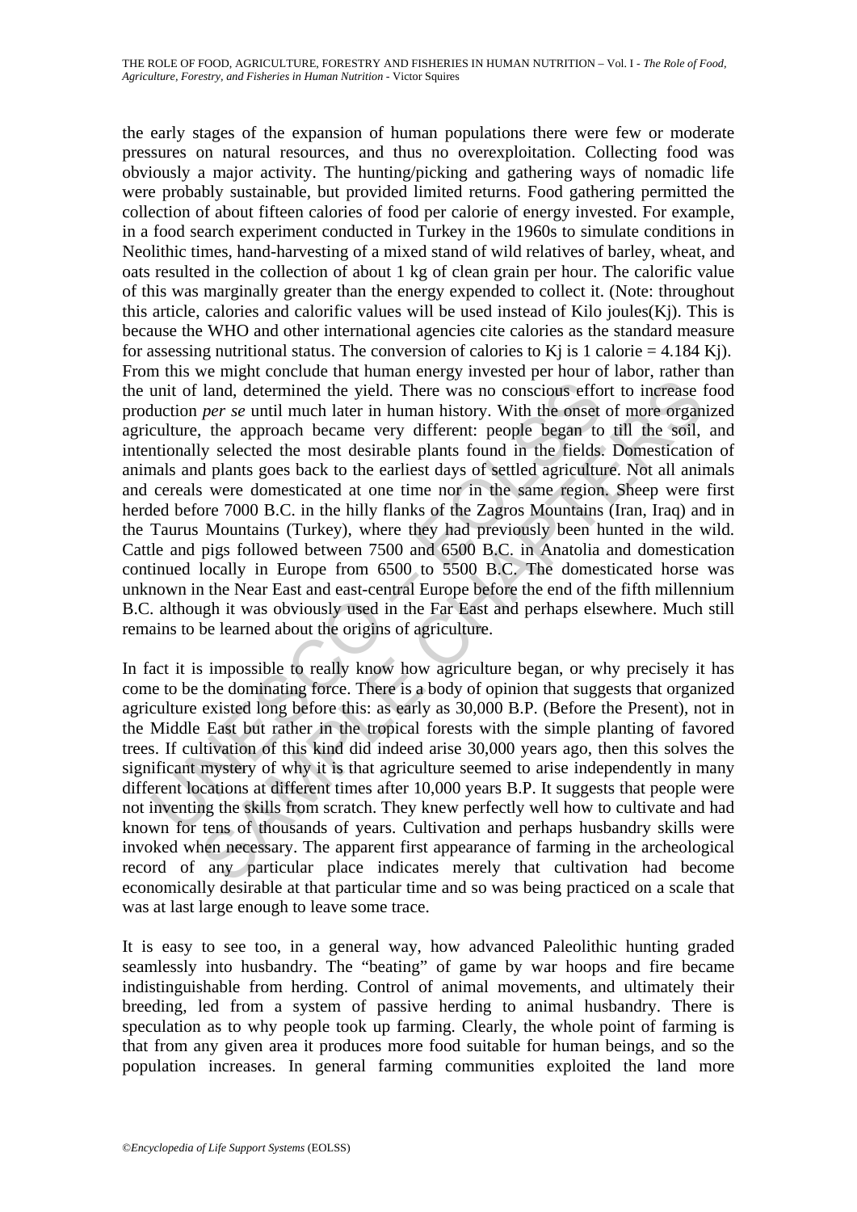the early stages of the expansion of human populations there were few or moderate pressures on natural resources, and thus no overexploitation. Collecting food was obviously a major activity. The hunting/picking and gathering ways of nomadic life were probably sustainable, but provided limited returns. Food gathering permitted the collection of about fifteen calories of food per calorie of energy invested. For example, in a food search experiment conducted in Turkey in the 1960s to simulate conditions in Neolithic times, hand-harvesting of a mixed stand of wild relatives of barley, wheat, and oats resulted in the collection of about 1 kg of clean grain per hour. The calorific value of this was marginally greater than the energy expended to collect it. (Note: throughout this article, calories and calorific values will be used instead of Kilo joules(Kj). This is because the WHO and other international agencies cite calories as the standard measure for assessing nutritional status. The conversion of calories to Kj is 1 calorie = 4.184 Kj). From this we might conclude that human energy invested per hour of labor, rather than the unit of land, determined the yield. There was no conscious effort to increase food production *per se* until much later in human history. With the onset of more organized agriculture, the approach became very different: people began to till the soil, and intentionally selected the most desirable plants found in the fields. Domestication of animals and plants goes back to the earliest days of settled agriculture. Not all animals and cereals were domesticated at one time nor in the same region. Sheep were first herded before 7000 B.C. in the hilly flanks of the Zagros Mountains (Iran, Iraq) and in the Taurus Mountains (Turkey), where they had previously been hunted in the wild. Cattle and pigs followed between 7500 and 6500 B.C. in Anatolia and domestication continued locally in Europe from 6500 to 5500 B.C. The domesticated horse was unknown in the Near East and east-central Europe before the end of the fifth millennium B.C. although it was obviously used in the Far East and perhaps elsewhere. Much still remains to be learned about the origins of agriculture.

In fact it is impossible to really know how agriculture began, or why precisely it has come to be the dominating force. There is a body of opinion that suggests that organized agriculture existed long before this: as early as 30,000 B.P. (Before the Present), not in the Middle East but rather in the tropical forests with the simple planting of favored trees. If cultivation of this kind did indeed arise 30,000 years ago, then this solves the significant mystery of why it is that agriculture seemed to arise independently in many different locations at different times after 10,000 years B.P. It suggests that people were not inventing the skills from scratch. They knew perfectly well how to cultivate and had known for tens of thousands of years. Cultivation and perhaps husbandry skills were invoked when necessary. The apparent first appearance of farming in the archeological record of any particular place indicates merely that cultivation had become economically desirable at that particular time and so was being practiced on a scale that was at last large enough to leave some trace.

It is easy to see too, in a general way, how advanced Paleolithic hunting graded seamlessly into husbandry. The "beating" of game by war hoops and fire became indistinguishable from herding. Control of animal movements, and ultimately their breeding, led from a system of passive herding to animal husbandry. There is speculation as to why people took up farming. Clearly, the whole point of farming is that from any given area it produces more food suitable for human beings, and so the population increases. In general farming communities exploited the land more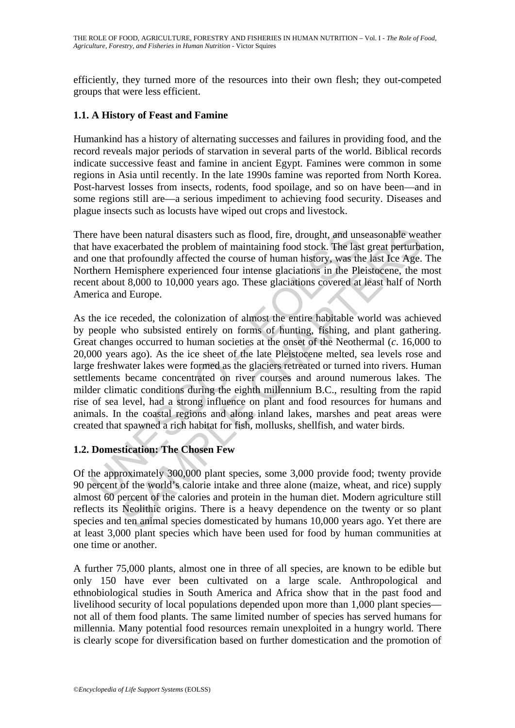efficiently, they turned more of the resources into their own flesh; they out-competed groups that were less efficient.

### 1.1. A History of Feast and Famine

Humankind has a history of alternating successes and failures in providing food, and the record reveals major periods of starvation in several parts of the world. Biblical records indicate successive feast and famine in ancient Egypt. Famines were common in some regions in Asia until recently. In the late 1990s famine was reported from North Korea. Post-harvest losses from insects, rodents, food spoilage, and so on have been—and in some regions still are—a serious impediment to achieving food security. Diseases and plague insects such as locusts have wiped out crops and livestock.

There have been natural disasters such as flood, fire, drought, and unseasonable weather that have exacerbated the problem of maintaining food stock. The last great perturbation, and one that profoundly affected the course of human history, was the last Ice Age. The Northern Hemisphere experienced four intense glaciations in the Pleistocene, the most recent about 8,000 to 10,000 years ago. These glaciations covered at least half of North America and Europe.

As the ice receded, the colonization of almost the entire habitable world was achieved by people who subsisted entirely on forms of hunting, fishing, and plant gathering. Great changes occurred to human societies at the onset of the Neothermal (*c*. 16,000 to 20,000 years ago). As the ice sheet of the late Pleistocene melted, sea levels rose and large freshwater lakes were formed as the glaciers retreated or turned into rivers. Human settlements became concentrated on river courses and around numerous lakes. The milder climatic conditions during the eighth millennium B.C., resulting from the rapid rise of sea level, had a strong influence on plant and food resources for humans and animals. In the coastal regions and along inland lakes, marshes and peat areas were created that spawned a rich habitat for fish, mollusks, shellfish, and water birds.

### 1.2. Domestication: The Chosen Few

Of the approximately 300,000 plant species, some 3,000 provide food; twenty provide 90 percent of the world's calorie intake and three alone (maize, wheat, and rice) supply almost 60 percent of the calories and protein in the human diet. Modern agriculture still reflects its Neolithic origins. There is a heavy dependence on the twenty or so plant species and ten animal species domesticated by humans 10,000 years ago. Yet there are at least 3,000 plant species which have been used for food by human communities at one time or another.

A further 75,000 plants, almost one in three of all species, are known to be edible but only 150 have ever been cultivated on a large scale. Anthropological and ethnobiological studies in South America and Africa show that in the past food and livelihood security of local populations depended upon more than 1,000 plant species—not all of them food plants. The same limited number of species has served humans for millennia. Many potential food resources remain unexploited in a hungry world. There is clearly scope for diversification based on further domestication and the promotion of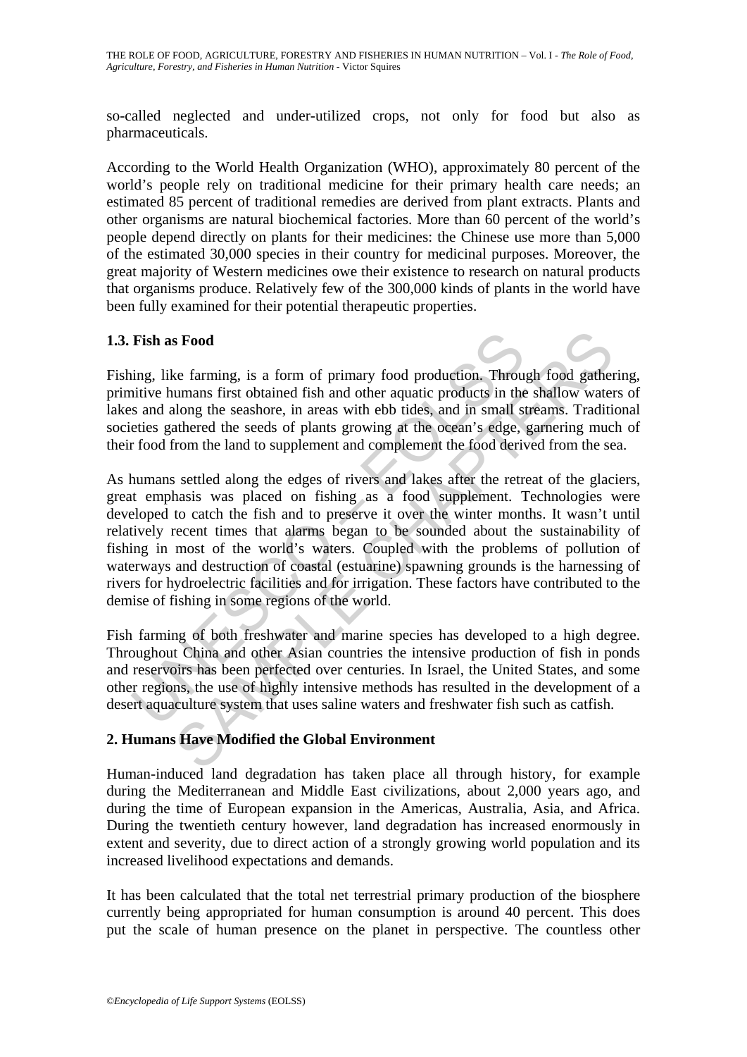so-called neglected and under-utilized crops, not only for food but also as pharmaceuticals.

According to the World Health Organization (WHO), approximately 80 percent of the world's people rely on traditional medicine for their primary health care needs; an estimated 85 percent of traditional remedies are derived from plant extracts. Plants and other organisms are natural biochemical factories. More than 60 percent of the world's people depend directly on plants for their medicines: the Chinese use more than 5,000 of the estimated 30,000 species in their country for medicinal purposes. Moreover, the great majority of Western medicines owe their existence to research on natural products that organisms produce. Relatively few of the 300,000 kinds of plants in the world have been fully examined for their potential therapeutic properties.

### 1.3. Fish as Food

Fishing, like farming, is a form of primary food production. Through food gathering, primitive humans first obtained fish and other aquatic products in the shallow waters of lakes and along the seashore, in areas with ebb tides, and in small streams. Traditional societies gathered the seeds of plants growing at the ocean's edge, garnering much of their food from the land to supplement and complement the food derived from the sea.

As humans settled along the edges of rivers and lakes after the retreat of the glaciers, great emphasis was placed on fishing as a food supplement. Technologies were developed to catch the fish and to preserve it over the winter months. It wasn't until relatively recent times that alarms began to be sounded about the sustainability of fishing in most of the world's waters. Coupled with the problems of pollution of waterways and destruction of coastal (estuarine) spawning grounds is the harnessing of rivers for hydroelectric facilities and for irrigation. These factors have contributed to the demise of fishing in some regions of the world.

Fish farming of both freshwater and marine species has developed to a high degree. Throughout China and other Asian countries the intensive production of fish in ponds and reservoirs has been perfected over centuries. In Israel, the United States, and some other regions, the use of highly intensive methods has resulted in the development of a desert aquaculture system that uses saline waters and freshwater fish such as catfish.

## 2. Humans Have Modified the Global Environment

Human-induced land degradation has taken place all through history, for example during the Mediterranean and Middle East civilizations, about 2,000 years ago, and during the time of European expansion in the Americas, Australia, Asia, and Africa. During the twentieth century however, land degradation has increased enormously in extent and severity, due to direct action of a strongly growing world population and its increased livelihood expectations and demands.

It has been calculated that the total net terrestrial primary production of the biosphere currently being appropriated for human consumption is around 40 percent. This does put the scale of human presence on the planet in perspective. The countless other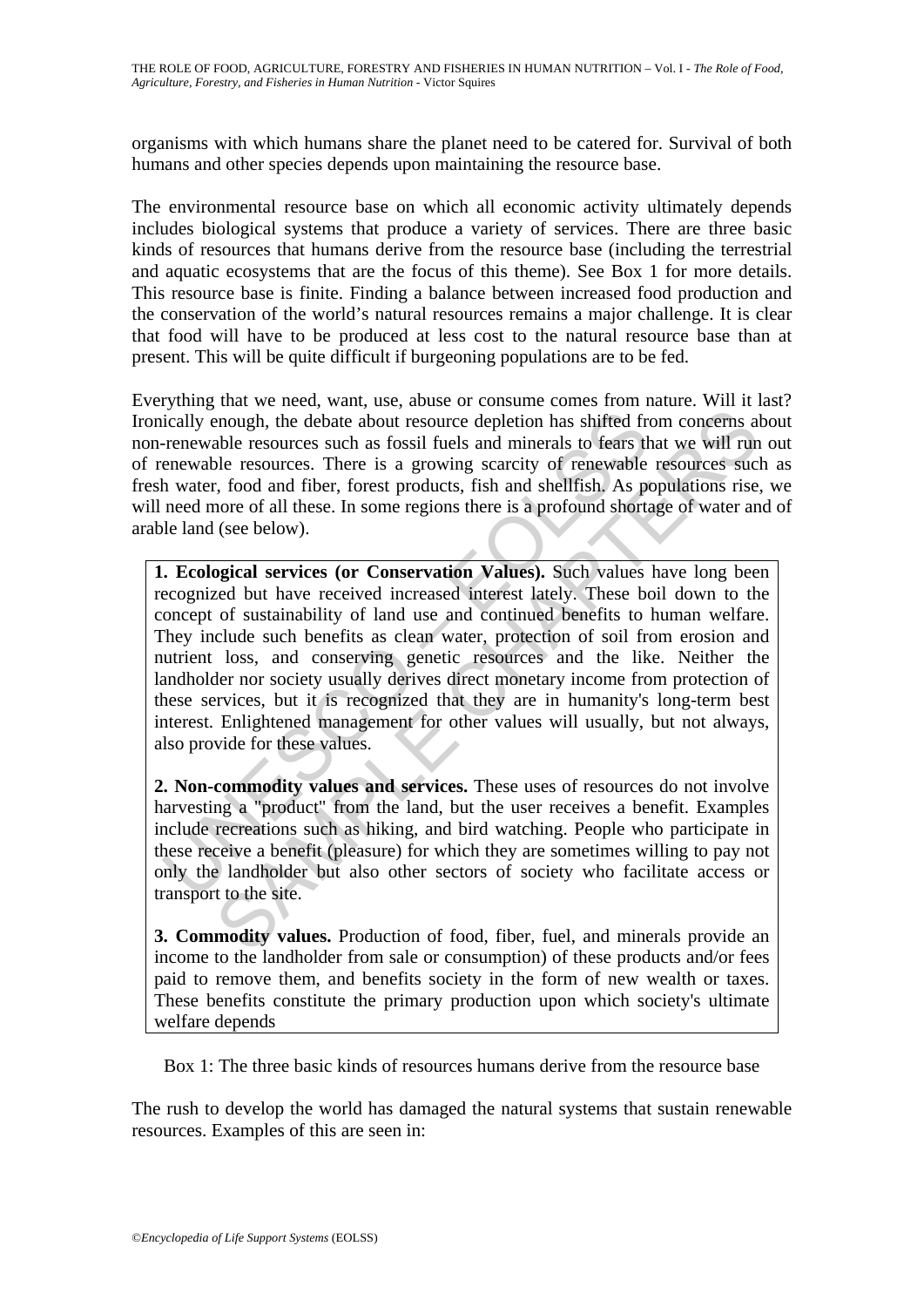organisms with which humans share the planet need to be catered for. Survival of both humans and other species depends upon maintaining the resource base.

The environmental resource base on which all economic activity ultimately depends includes biological systems that produce a variety of services. There are three basic kinds of resources that humans derive from the resource base (including the terrestrial and aquatic ecosystems that are the focus of this theme). See Box 1 for more details. This resource base is finite. Finding a balance between increased food production and the conservation of the world's natural resources remains a major challenge. It is clear that food will have to be produced at less cost to the natural resource base than at present. This will be quite difficult if burgeoning populations are to be fed.

Everything that we need, want, use, abuse or consume comes from nature. Will it last? Ironically enough, the debate about resource depletion has shifted from concerns about non-renewable resources such as fossil fuels and minerals to fears that we will run out of renewable resources. There is a growing scarcity of renewable resources such as fresh water, food and fiber, forest products, fish and shellfish. As populations rise, we will need more of all these. In some regions there is a profound shortage of water and of arable land (see below).

**1. Ecological services (or Conservation Values).** Such values have long been recognized but have received increased interest lately. These boil down to the concept of sustainability of land use and continued benefits to human welfare. They include such benefits as clean water, protection of soil from erosion and nutrient loss, and conserving genetic resources and the like. Neither the landholder nor society usually derives direct monetary income from protection of these services, but it is recognized that they are in humanity's long-term best interest. Enlightened management for other values will usually, but not always, also provide for these values.

**2. Non-commodity values and services.** These uses of resources do not involve harvesting a "product" from the land, but the user receives a benefit. Examples include recreations such as hiking, and bird watching. People who participate in these receive a benefit (pleasure) for which they are sometimes willing to pay not only the landholder but also other sectors of society who facilitate access or transport to the site.

**3. Commodity values.** Production of food, fiber, fuel, and minerals provide an income to the landholder from sale or consumption) of these products and/or fees paid to remove them, and benefits society in the form of new wealth or taxes. These benefits constitute the primary production upon which society's ultimate welfare depends

Box 1: The three basic kinds of resources humans derive from the resource base

The rush to develop the world has damaged the natural systems that sustain renewable resources. Examples of this are seen in: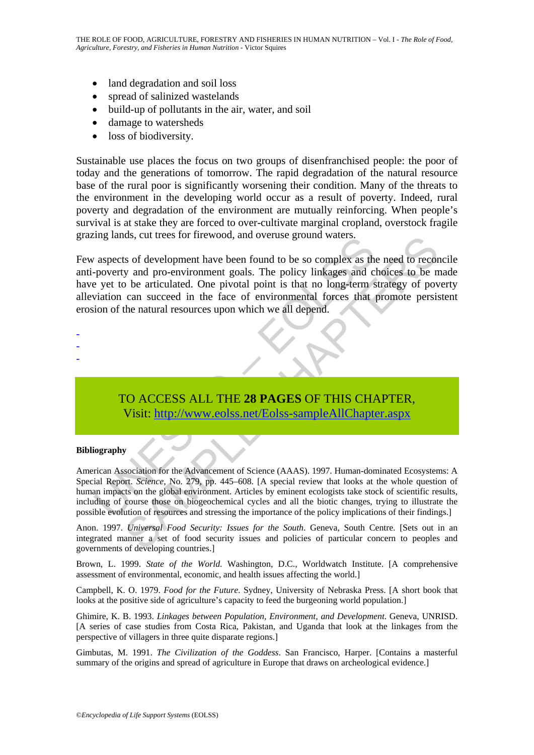- land degradation and soil loss
- spread of salinized wastelands
- build-up of pollutants in the air, water, and soil
- damage to watersheds
- loss of biodiversity.

Sustainable use places the focus on two groups of disenfranchised people: the poor of today and the generations of tomorrow. The rapid degradation of the natural resource base of the rural poor is significantly worsening their condition. Many of the threats to the environment in the developing world occur as a result of poverty. Indeed, rural poverty and degradation of the environment are mutually reinforcing. When people's survival is at stake they are forced to over-cultivate marginal cropland, overstock fragile grazing lands, cut trees for firewood, and overuse ground waters.

Few aspects of development have been found to be so complex as the need to reconcile anti-poverty and pro-environment goals. The policy linkages and choices to be made have yet to be articulated. One pivotal point is that no long-term strategy of poverty alleviation can succeed in the face of environmental forces that promote persistent erosion of the natural resources upon which we all depend.

-
-
-

TO ACCESS ALL THE **28 PAGES** OF THIS CHAPTER,
Visit: http://www.eolss.net/Eolss-sampleAllChapter.aspx

**Bibliography**

American Association for the Advancement of Science (AAAS). 1997. Human-dominated Ecosystems: A Special Report. *Science*, No. 279, pp. 445–608. [A special review that looks at the whole question of human impacts on the global environment. Articles by eminent ecologists take stock of scientific results, including of course those on biogeochemical cycles and all the biotic changes, trying to illustrate the possible evolution of resources and stressing the importance of the policy implications of their findings.]

Anon. 1997. *Universal Food Security: Issues for the South*. Geneva, South Centre. [Sets out in an integrated manner a set of food security issues and policies of particular concern to peoples and governments of developing countries.]

Brown, L. 1999. *State of the World*. Washington, D.C., Worldwatch Institute. [A comprehensive assessment of environmental, economic, and health issues affecting the world.]

Campbell, K. O. 1979. *Food for the Future*. Sydney, University of Nebraska Press. [A short book that looks at the positive side of agriculture's capacity to feed the burgeoning world population.]

Ghimire, K. B. 1993. *Linkages between Population, Environment, and Development*. Geneva, UNRISD. [A series of case studies from Costa Rica, Pakistan, and Uganda that look at the linkages from the perspective of villagers in three quite disparate regions.]

Gimbutas, M. 1991. *The Civilization of the Goddess*. San Francisco, Harper. [Contains a masterful summary of the origins and spread of agriculture in Europe that draws on archeological evidence.]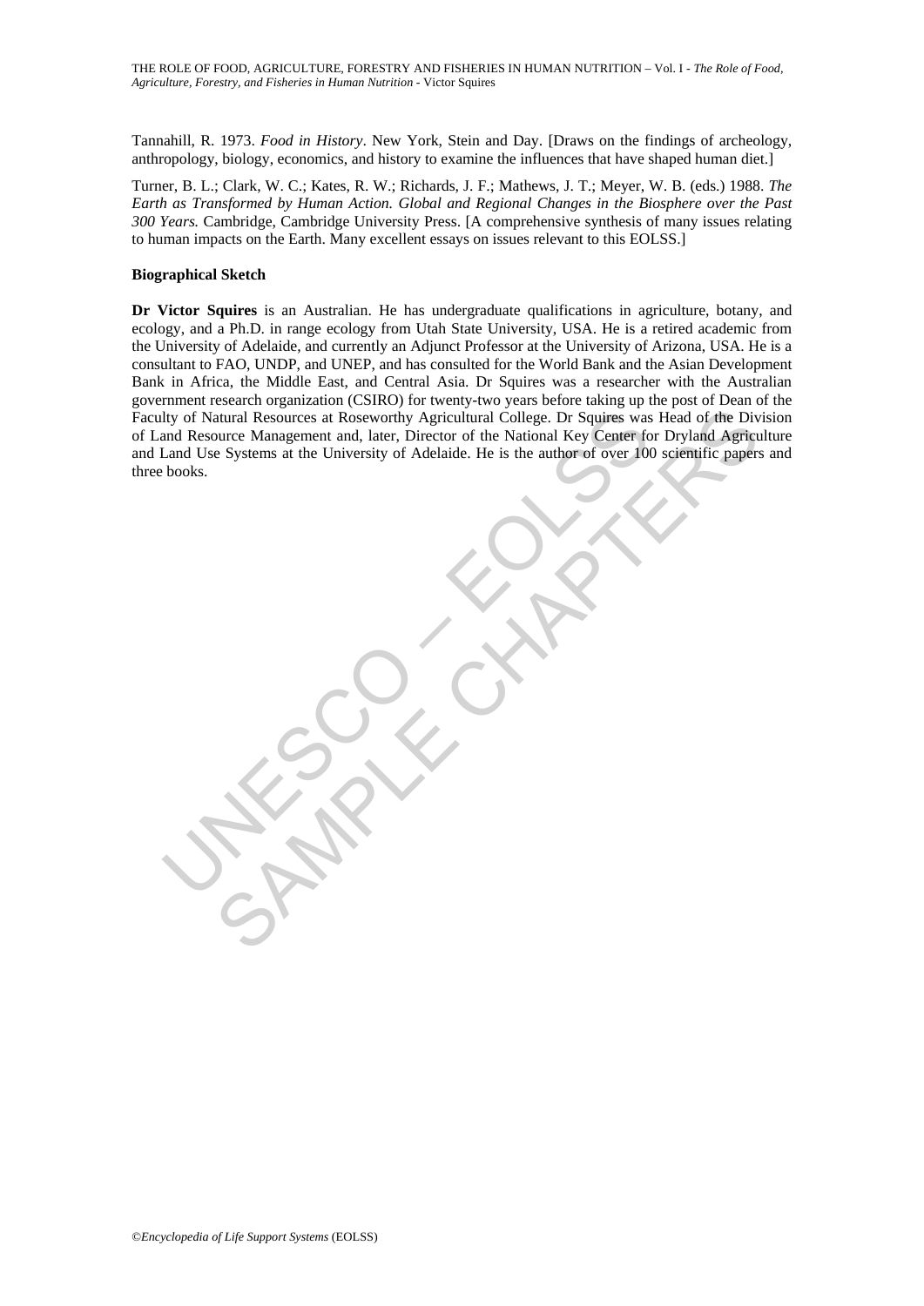Tannahill, R. 1973. *Food in History*. New York, Stein and Day. [Draws on the findings of archeology, anthropology, biology, economics, and history to examine the influences that have shaped human diet.]

Turner, B. L.; Clark, W. C.; Kates, R. W.; Richards, J. F.; Mathews, J. T.; Meyer, W. B. (eds.) 1988. *The Earth as Transformed by Human Action. Global and Regional Changes in the Biosphere over the Past 300 Years.* Cambridge, Cambridge University Press. [A comprehensive synthesis of many issues relating to human impacts on the Earth. Many excellent essays on issues relevant to this EOLSS.]

**Biographical Sketch**

**Dr Victor Squires** is an Australian. He has undergraduate qualifications in agriculture, botany, and ecology, and a Ph.D. in range ecology from Utah State University, USA. He is a retired academic from the University of Adelaide, and currently an Adjunct Professor at the University of Arizona, USA. He is a consultant to FAO, UNDP, and UNEP, and has consulted for the World Bank and the Asian Development Bank in Africa, the Middle East, and Central Asia. Dr Squires was a researcher with the Australian government research organization (CSIRO) for twenty-two years before taking up the post of Dean of the Faculty of Natural Resources at Roseworthy Agricultural College. Dr Squires was Head of the Division of Land Resource Management and, later, Director of the National Key Center for Dryland Agriculture and Land Use Systems at the University of Adelaide. He is the author of over 100 scientific papers and three books.